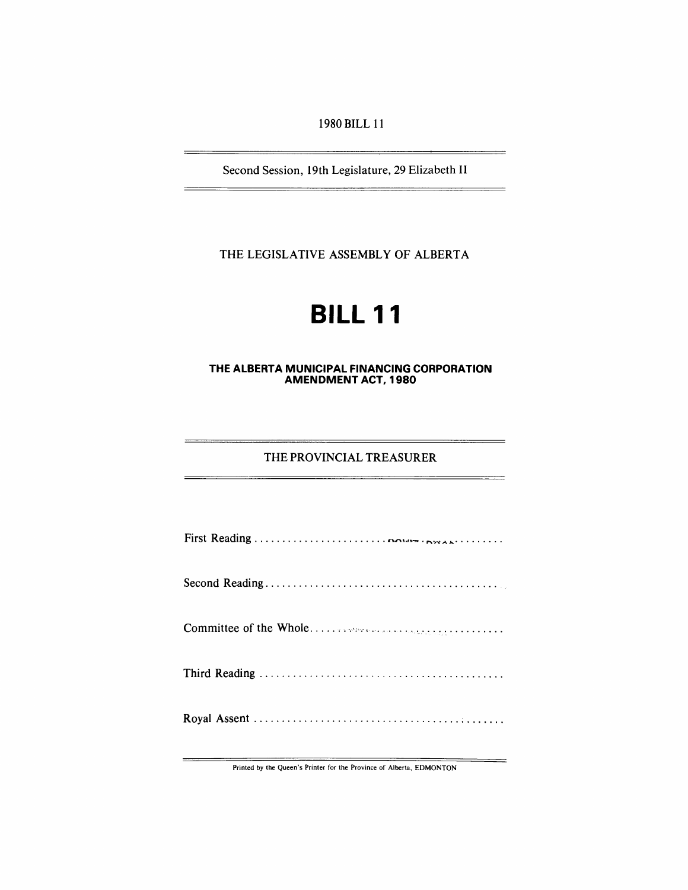1980 BILL 11

Second Session, 19th Legislature, 29 Elizabeth II

THE LEGISLATIVE ASSEMBLY OF ALBERTA

# BILL 11

## THE ALBERTA MUNICIPAL FINANCING CORPORATION AMENDMENT ACT, 1980

THE PROVINCIAL TREASURER

First Reading ..........................................

Second Reading ..........................................

Committee of the Whole ..........................................

Third Reading ..........................................

Royal Assent ..........................................

Printed by the Queen's Printer for the Province of Alberta, EDMONTON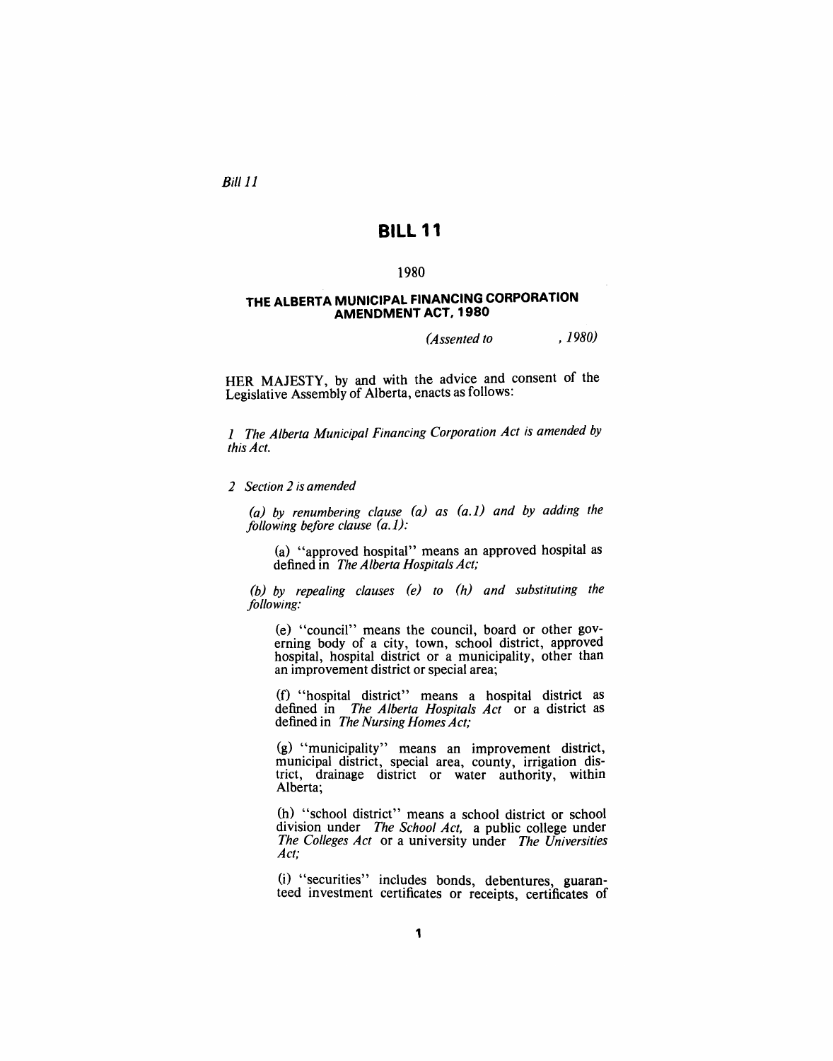*Bill 11*

# BILL 11

1980

## THE ALBERTA MUNICIPAL FINANCING CORPORATION AMENDMENT ACT, 1980

*(Assented to , 1980)*

HER MAJESTY, by and with the advice and consent of the Legislative Assembly of Alberta, enacts as follows:

*1 The Alberta Municipal Financing Corporation Act is amended by this Act.*

*2 Section 2 is amended*

*(a) by renumbering clause (a) as (a.1) and by adding the following before clause (a.1):*

(a) "approved hospital" means an approved hospital as defined in *The Alberta Hospitals Act;*

*(b) by repealing clauses (e) to (h) and substituting the following:*

(e) "council" means the council, board or other governing body of a city, town, school district, approved hospital, hospital district or a municipality, other than an improvement district or special area;

(f) "hospital district" means a hospital district as defined in *The Alberta Hospitals Act* or a district as defined in *The Nursing Homes Act;*

(g) "municipality" means an improvement district, municipal district, special area, county, irrigation district, drainage district or water authority, within Alberta;

(h) "school district" means a school district or school division under *The School Act,* a public college under *The Colleges Act* or a university under *The Universities Act;*

(i) "securities" includes bonds, debentures, guaranteed investment certificates or receipts, certificates of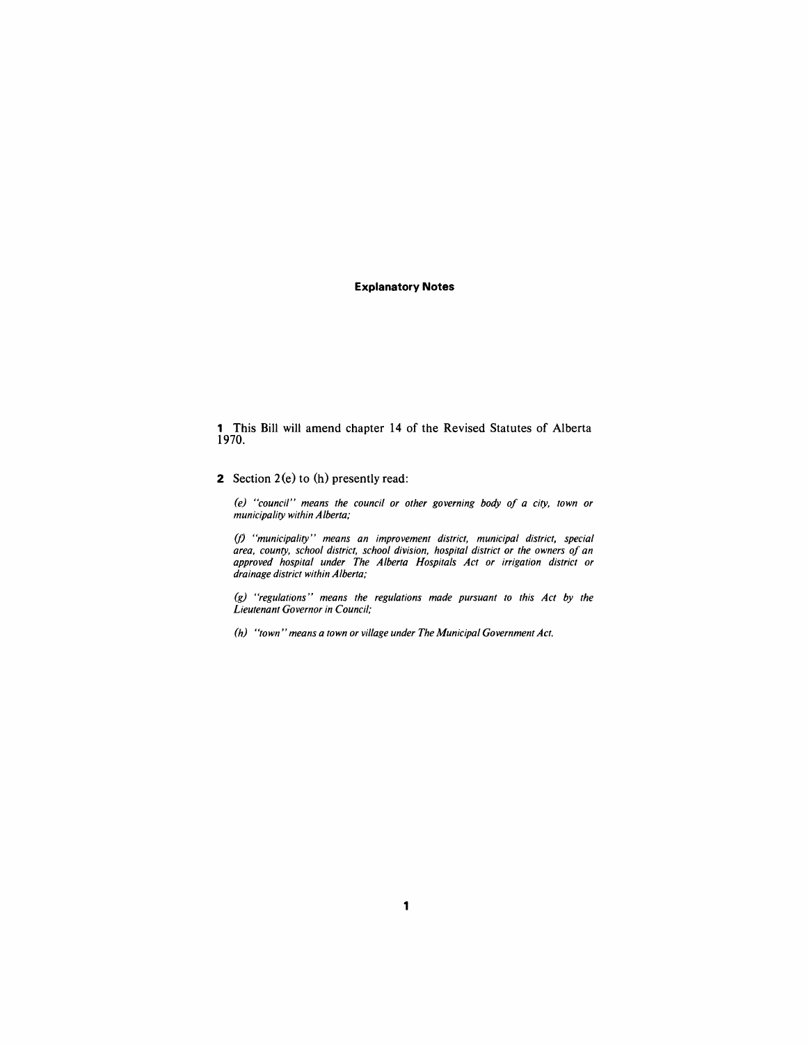## Explanatory Notes

**1** This Bill will amend chapter 14 of the Revised Statutes of Alberta 1970.

**2** Section 2(e) to (h) presently read:

*(e) "council" means the council or other governing body of a city, town or municipality within Alberta;*

*(f) "municipality" means an improvement district, municipal district, special area, county, school district, school division, hospital district or the owners of an approved hospital under The Alberta Hospitals Act or irrigation district or drainage district within Alberta;*

*(g) "regulations" means the regulations made pursuant to this Act by the Lieutenant Governor in Council;*

*(h) "town" means a town or village under The Municipal Government Act.*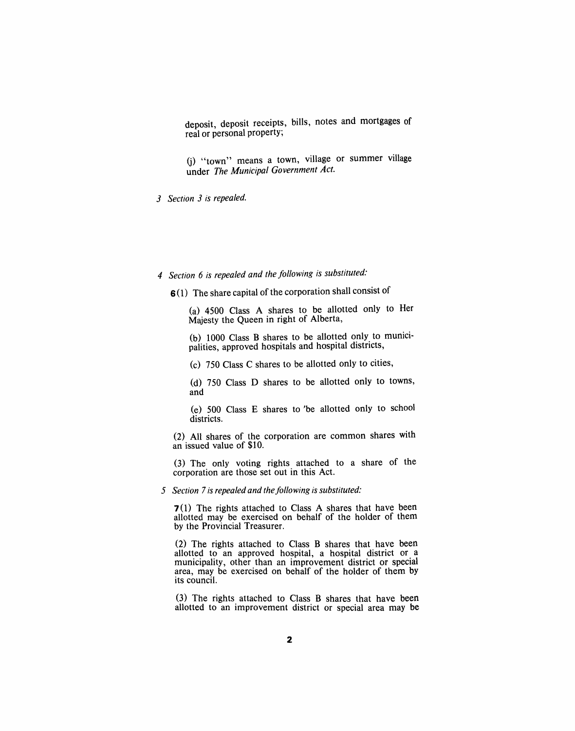deposit, deposit receipts, bills, notes and mortgages of real or personal property;

(j) "town" means a town, village or summer village under *The Municipal Government Act.*

*3 Section 3 is repealed.*

*4 Section 6 is repealed and the following is substituted:*

**6**(1) The share capital of the corporation shall consist of

(a) 4500 Class A shares to be allotted only to Her Majesty the Queen in right of Alberta,

(b) 1000 Class B shares to be allotted only to municipalities, approved hospitals and hospital districts,

(c) 750 Class C shares to be allotted only to cities,

(d) 750 Class D shares to be allotted only to towns, and

(e) 500 Class E shares to be allotted only to school districts.

(2) All shares of the corporation are common shares with an issued value of $10.

(3) The only voting rights attached to a share of the corporation are those set out in this Act.

*5 Section 7 is repealed and the following is substituted:*

**7**(1) The rights attached to Class A shares that have been allotted may be exercised on behalf of the holder of them by the Provincial Treasurer.

(2) The rights attached to Class B shares that have been allotted to an approved hospital, a hospital district or a municipality, other than an improvement district or special area, may be exercised on behalf of the holder of them by its council.

(3) The rights attached to Class B shares that have been allotted to an improvement district or special area may be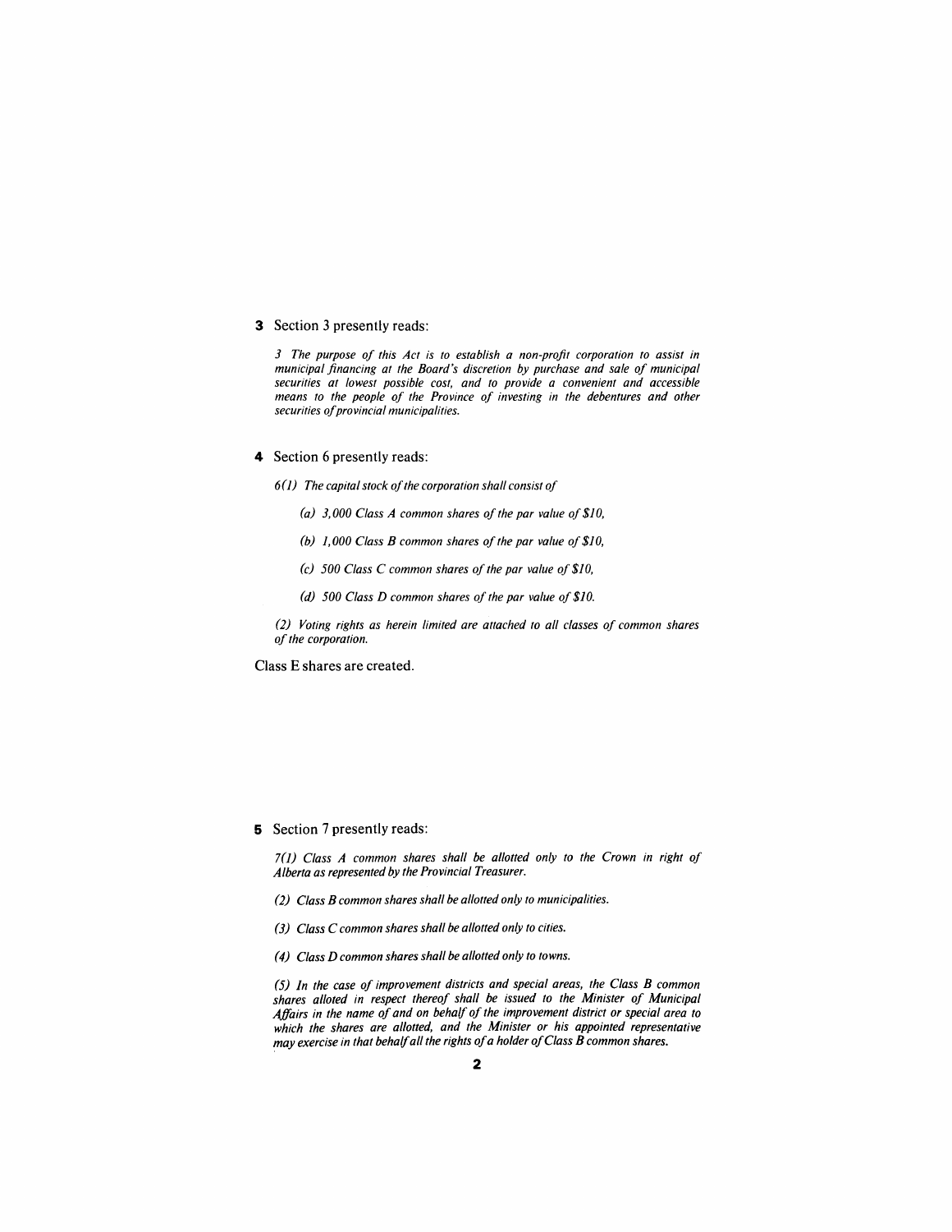**3** Section 3 presently reads:

*3 The purpose of this Act is to establish a non-profit corporation to assist in municipal financing at the Board's discretion by purchase and sale of municipal securities at lowest possible cost, and to provide a convenient and accessible means to the people of the Province of investing in the debentures and other securities of provincial municipalities.*

**4** Section 6 presently reads:

*6(1) The capital stock of the corporation shall consist of*

*(a) 3,000 Class A common shares of the par value of $10,*

*(b) 1,000 Class B common shares of the par value of $10,*

*(c) 500 Class C common shares of the par value of $10,*

*(d) 500 Class D common shares of the par value of $10.*

*(2) Voting rights as herein limited are attached to all classes of common shares of the corporation.*

Class E shares are created.

**5** Section 7 presently reads:

*7(1) Class A common shares shall be allotted only to the Crown in right of Alberta as represented by the Provincial Treasurer.*

*(2) Class B common shares shall be allotted only to municipalities.*

*(3) Class C common shares shall be allotted only to cities.*

*(4) Class D common shares shall be allotted only to towns.*

*(5) In the case of improvement districts and special areas, the Class B common shares alloted in respect thereof shall be issued to the Minister of Municipal Affairs in the name of and on behalf of the improvement district or special area to which the shares are allotted, and the Minister or his appointed representative may exercise in that behalf all the rights of a holder of Class B common shares.*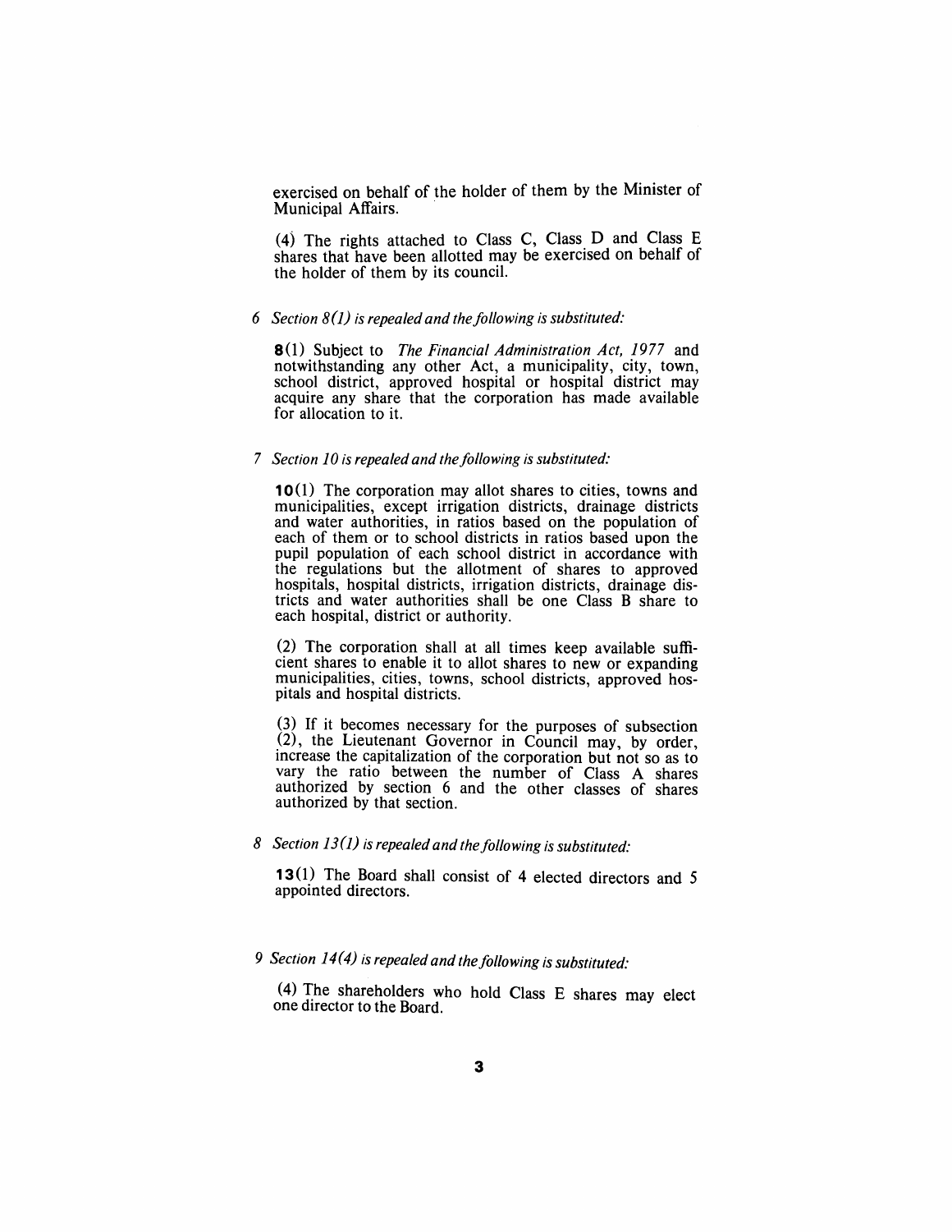exercised on behalf of the holder of them by the Minister of Municipal Affairs.

(4) The rights attached to Class C, Class D and Class E shares that have been allotted may be exercised on behalf of the holder of them by its council.

*6 Section 8(1) is repealed and the following is substituted:*

**8**(1) Subject to *The Financial Administration Act, 1977* and notwithstanding any other Act, a municipality, city, town, school district, approved hospital or hospital district may acquire any share that the corporation has made available for allocation to it.

*7 Section 10 is repealed and the following is substituted:*

**10**(1) The corporation may allot shares to cities, towns and municipalities, except irrigation districts, drainage districts and water authorities, in ratios based on the population of each of them or to school districts in ratios based upon the pupil population of each school district in accordance with the regulations but the allotment of shares to approved hospitals, hospital districts, irrigation districts, drainage districts and water authorities shall be one Class B share to each hospital, district or authority.

(2) The corporation shall at all times keep available sufficient shares to enable it to allot shares to new or expanding municipalities, cities, towns, school districts, approved hospitals and hospital districts.

(3) If it becomes necessary for the purposes of subsection (2), the Lieutenant Governor in Council may, by order, increase the capitalization of the corporation but not so as to vary the ratio between the number of Class A shares authorized by section 6 and the other classes of shares authorized by that section.

*8 Section 13(1) is repealed and the following is substituted:*

**13**(1) The Board shall consist of 4 elected directors and 5 appointed directors.

*9 Section 14(4) is repealed and the following is substituted:*

(4) The shareholders who hold Class E shares may elect one director to the Board.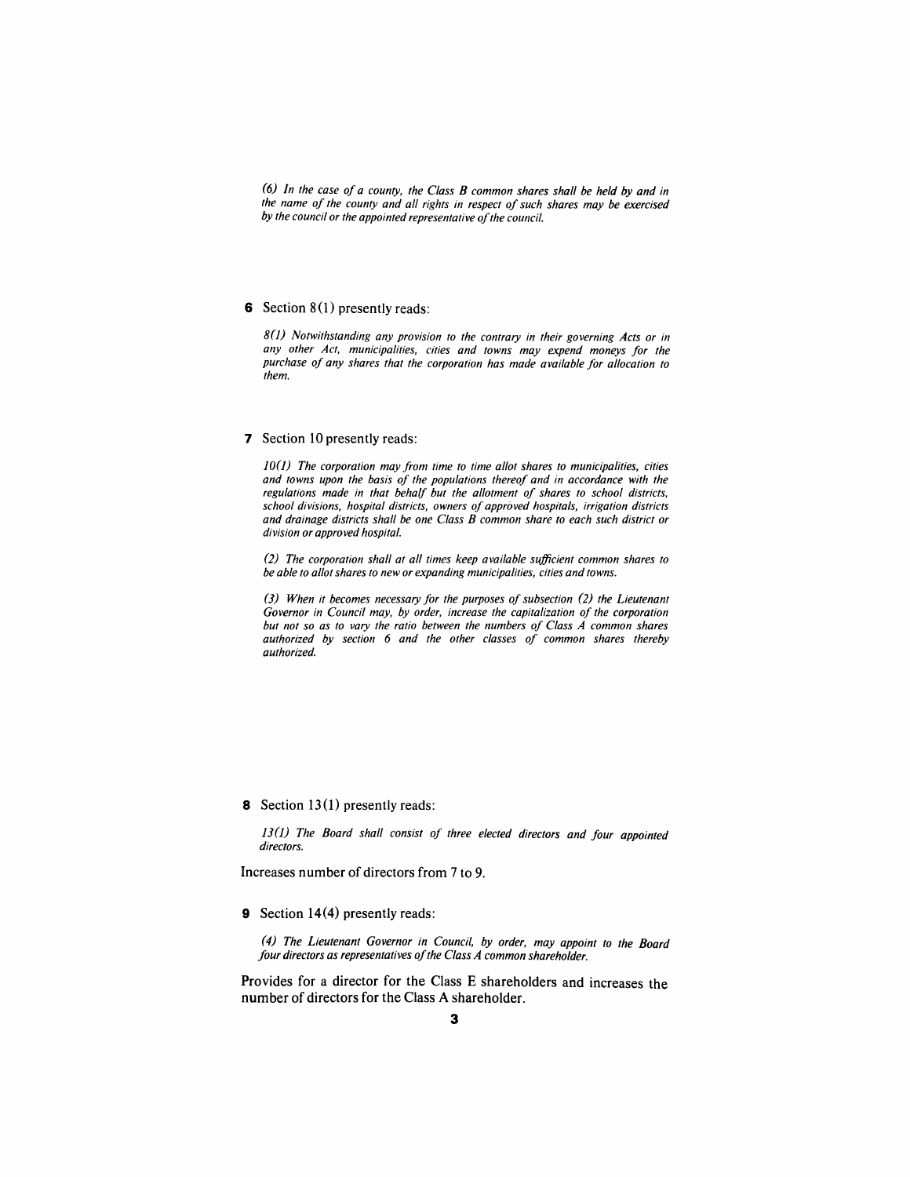*(6) In the case of a county, the Class B common shares shall be held by and in the name of the county and all rights in respect of such shares may be exercised by the council or the appointed representative of the council.*

**6** Section 8(1) presently reads:

*8(1) Notwithstanding any provision to the contrary in their governing Acts or in any other Act, municipalities, cities and towns may expend moneys for the purchase of any shares that the corporation has made available for allocation to them.*

**7** Section 10 presently reads:

*10(1) The corporation may from time to time allot shares to municipalities, cities and towns upon the basis of the populations thereof and in accordance with the regulations made in that behalf but the allotment of shares to school districts, school divisions, hospital districts, owners of approved hospitals, irrigation districts and drainage districts shall be one Class B common share to each such district or division or approved hospital.*

*(2) The corporation shall at all times keep available sufficient common shares to be able to allot shares to new or expanding municipalities, cities and towns.*

*(3) When it becomes necessary for the purposes of subsection (2) the Lieutenant Governor in Council may, by order, increase the capitalization of the corporation but not so as to vary the ratio between the numbers of Class A common shares authorized by section 6 and the other classes of common shares thereby authorized.*

**8** Section 13(1) presently reads:

*13(1) The Board shall consist of three elected directors and four appointed directors.*

Increases number of directors from 7 to 9.

**9** Section 14(4) presently reads:

*(4) The Lieutenant Governor in Council, by order, may appoint to the Board four directors as representatives of the Class A common shareholder.*

Provides for a director for the Class E shareholders and increases the number of directors for the Class A shareholder.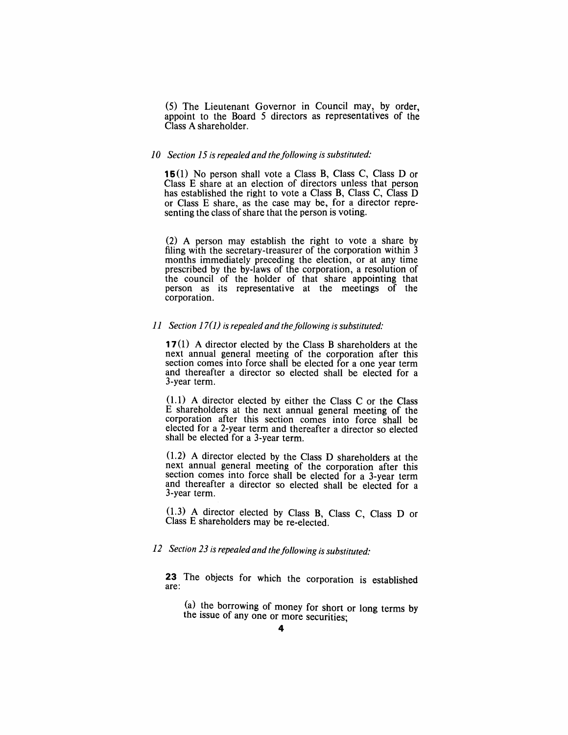(5) The Lieutenant Governor in Council may, by order, appoint to the Board 5 directors as representatives of the Class A shareholder.

*10 Section 15 is repealed and the following is substituted:*

**15**(1) No person shall vote a Class B, Class C, Class D or Class E share at an election of directors unless that person has established the right to vote a Class B, Class C, Class D or Class E share, as the case may be, for a director representing the class of share that the person is voting.

(2) A person may establish the right to vote a share by filing with the secretary-treasurer of the corporation within 3 months immediately preceding the election, or at any time prescribed by the by-laws of the corporation, a resolution of the council of the holder of that share appointing that person as its representative at the meetings of the corporation.

*11 Section 17(1) is repealed and the following is substituted:*

**17**(1) A director elected by the Class B shareholders at the next annual general meeting of the corporation after this section comes into force shall be elected for a one year term and thereafter a director so elected shall be elected for a 3-year term.

(1.1) A director elected by either the Class C or the Class E shareholders at the next annual general meeting of the corporation after this section comes into force shall be elected for a 2-year term and thereafter a director so elected shall be elected for a 3-year term.

(1.2) A director elected by the Class D shareholders at the next annual general meeting of the corporation after this section comes into force shall be elected for a 3-year term and thereafter a director so elected shall be elected for a 3-year term.

(1.3) A director elected by Class B, Class C, Class D or Class E shareholders may be re-elected.

*12 Section 23 is repealed and the following is substituted:*

**23** The objects for which the corporation is established are:

(a) the borrowing of money for short or long terms by the issue of any one or more securities;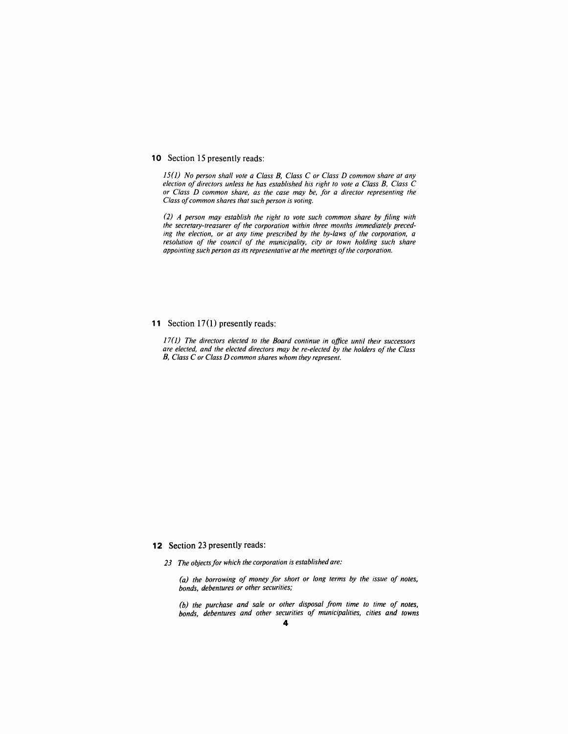**10** Section 15 presently reads:

> *15(1) No person shall vote a Class B, Class C or Class D common share at any election of directors unless he has established his right to vote a Class B, Class C or Class D common share, as the case may be, for a director representing the Class of common shares that such person is voting.*
>
> *(2) A person may establish the right to vote such common share by filing with the secretary-treasurer of the corporation within three months immediately preceding the election, or at any time prescribed by the by-laws of the corporation, a resolution of the council of the municipality, city or town holding such share appointing such person as its representative at the meetings of the corporation.*

**11** Section 17(1) presently reads:

> *17(1) The directors elected to the Board continue in office until their successors are elected, and the elected directors may be re-elected by the holders of the Class B, Class C or Class D common shares whom they represent.*

**12** Section 23 presently reads:

> *23 The objects for which the corporation is established are:*
>
> *(a) the borrowing of money for short or long terms by the issue of notes, bonds, debentures or other securities;*
>
> *(b) the purchase and sale or other disposal from time to time of notes, bonds, debentures and other securities of municipalities, cities and towns*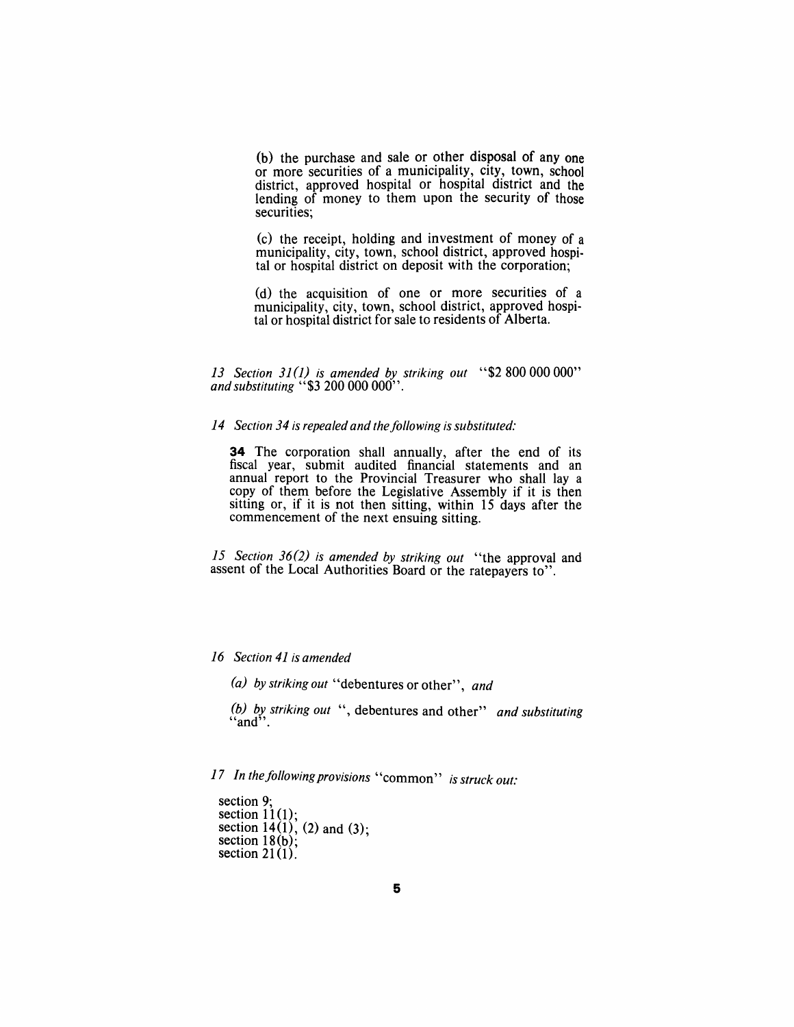(b) the purchase and sale or other disposal of any one or more securities of a municipality, city, town, school district, approved hospital or hospital district and the lending of money to them upon the security of those securities;

(c) the receipt, holding and investment of money of a municipality, city, town, school district, approved hospital or hospital district on deposit with the corporation;

(d) the acquisition of one or more securities of a municipality, city, town, school district, approved hospital or hospital district for sale to residents of Alberta.

*13 Section 31(1) is amended by striking out* "$2 800 000 000" *and substituting* "$3 200 000 000".

*14 Section 34 is repealed and the following is substituted:*

**34** The corporation shall annually, after the end of its fiscal year, submit audited financial statements and an annual report to the Provincial Treasurer who shall lay a copy of them before the Legislative Assembly if it is then sitting or, if it is not then sitting, within 15 days after the commencement of the next ensuing sitting.

*15 Section 36(2) is amended by striking out* "the approval and assent of the Local Authorities Board or the ratepayers to".

*16 Section 41 is amended*

*(a) by striking out* "debentures or other", *and*

*(b) by striking out* ", debentures and other" *and substituting* "and".

*17 In the following provisions* "common" *is struck out:*

section 9;
section 11(1);
section 14(1), (2) and (3);
section 18(b);
section 21(1).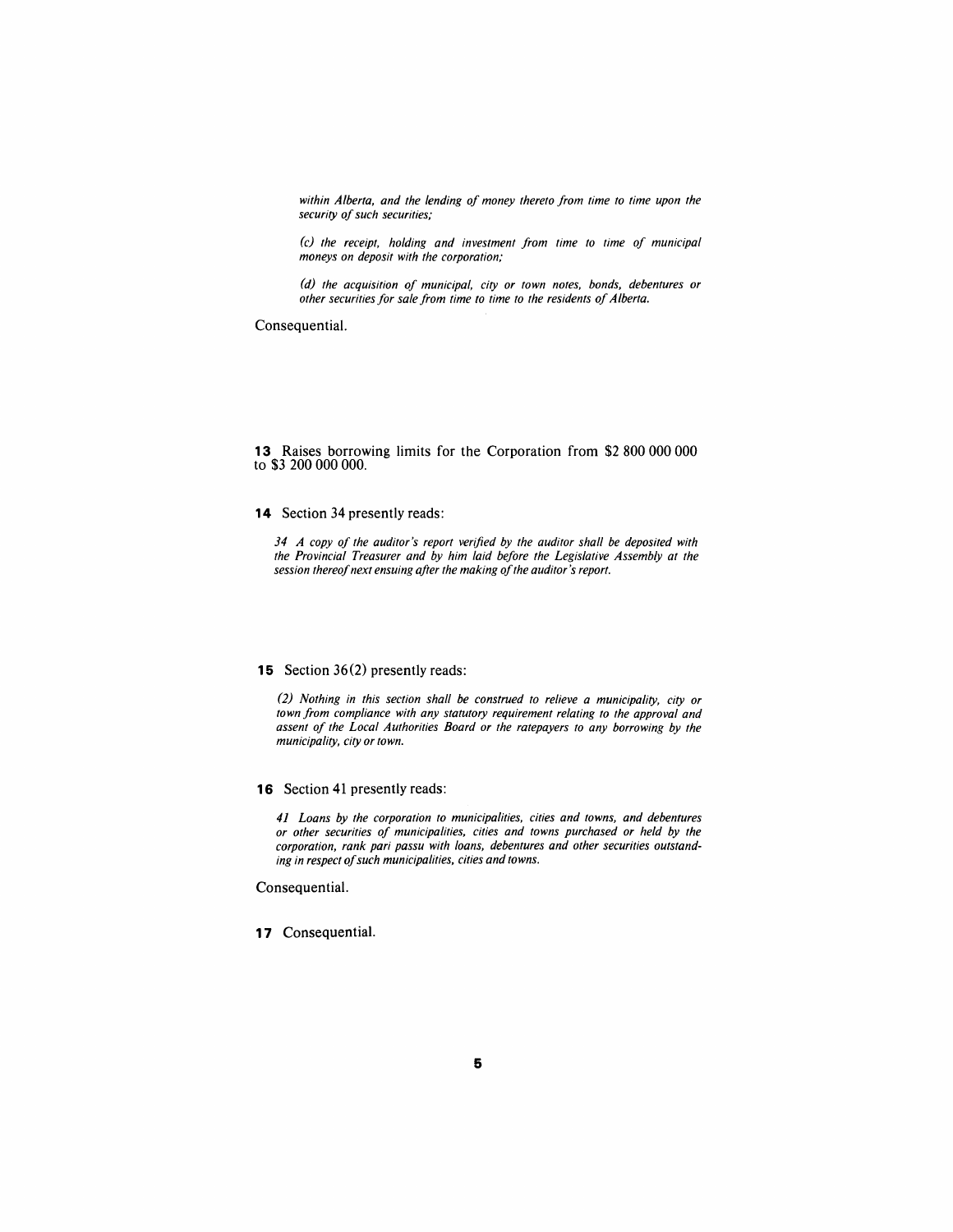*within Alberta, and the lending of money thereto from time to time upon the security of such securities;*

*(c) the receipt, holding and investment from time to time of municipal moneys on deposit with the corporation;*

*(d) the acquisition of municipal, city or town notes, bonds, debentures or other securities for sale from time to time to the residents of Alberta.*

Consequential.

**13** Raises borrowing limits for the Corporation from $2 800 000 000 to $3 200 000 000.

**14** Section 34 presently reads:

*34 A copy of the auditor's report verified by the auditor shall be deposited with the Provincial Treasurer and by him laid before the Legislative Assembly at the session thereof next ensuing after the making of the auditor's report.*

**15** Section 36(2) presently reads:

*(2) Nothing in this section shall be construed to relieve a municipality, city or town from compliance with any statutory requirement relating to the approval and assent of the Local Authorities Board or the ratepayers to any borrowing by the municipality, city or town.*

**16** Section 41 presently reads:

*41 Loans by the corporation to municipalities, cities and towns, and debentures or other securities of municipalities, cities and towns purchased or held by the corporation, rank pari passu with loans, debentures and other securities outstanding in respect of such municipalities, cities and towns.*

Consequential.

**17** Consequential.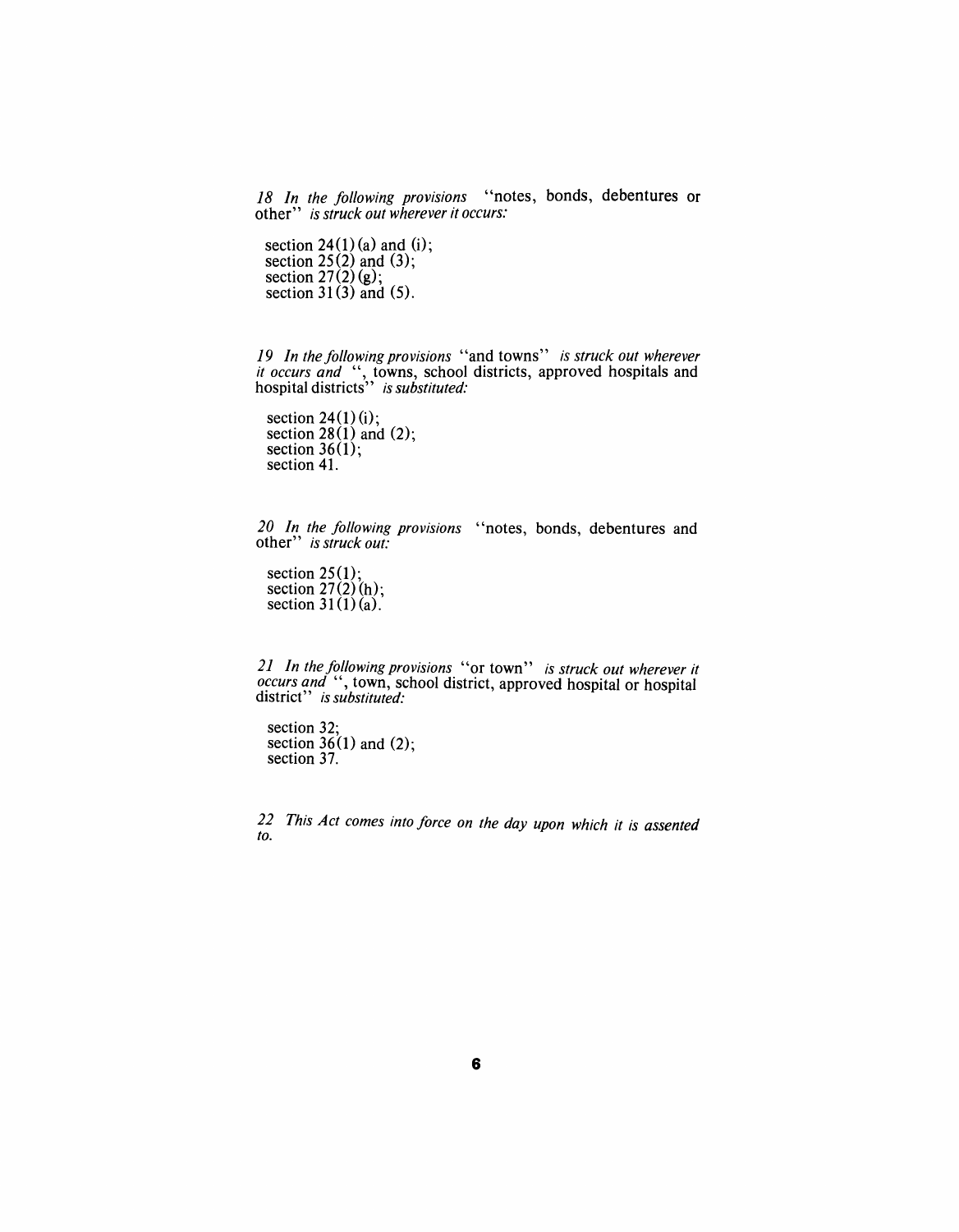*18 In the following provisions* "notes, bonds, debentures or other" *is struck out wherever it occurs:*

section 24(1)(a) and (i);
section 25(2) and (3);
section 27(2)(g);
section 31(3) and (5).

*19 In the following provisions* "and towns" *is struck out wherever it occurs and* ", towns, school districts, approved hospitals and hospital districts" *is substituted:*

section 24(1)(i);
section 28(1) and (2);
section 36(1);
section 41.

*20 In the following provisions* "notes, bonds, debentures and other" *is struck out:*

section 25(1);
section 27(2)(h);
section 31(1)(a).

*21 In the following provisions* "or town" *is struck out wherever it occurs and* ", town, school district, approved hospital or hospital district" *is substituted:*

section 32;
section 36(1) and (2);
section 37.

*22 This Act comes into force on the day upon which it is assented to.*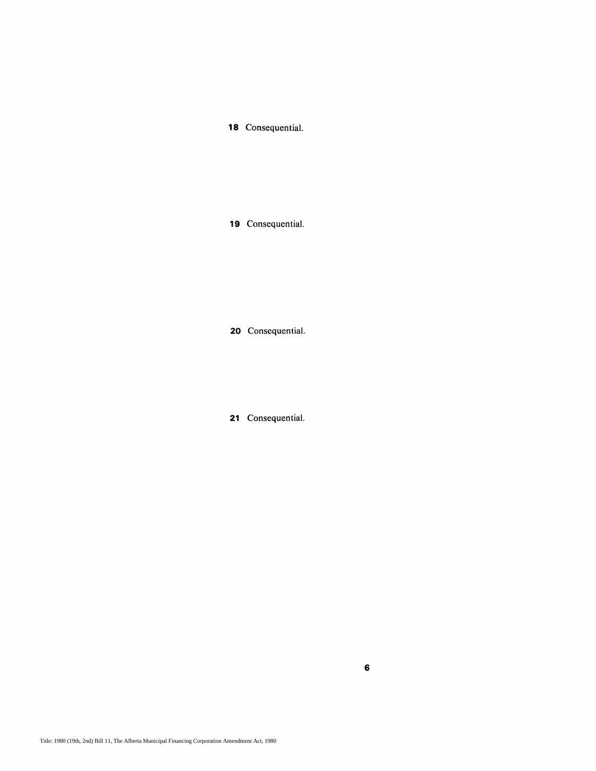**18** Consequential.

**19** Consequential.

**20** Consequential.

**21** Consequential.